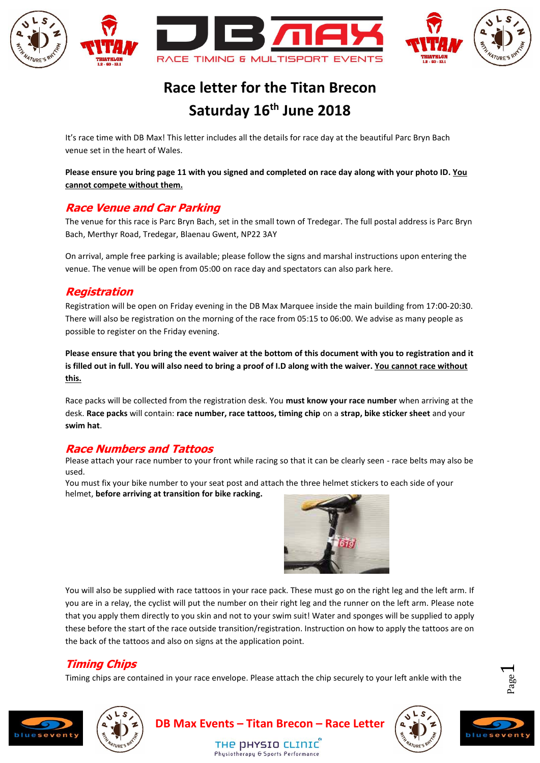# Race letter for the Titan Brecon

## Saturday 16th June 2018

It's race time with DB Max! This letter includes all the details for race day at the beautiful Parc Bryn Bach venue set in the heart of Wales.

**Please ensure you bring page 11 with you signed and completed on race day along with your photo ID. <u>You cannot compete without them.</u>**

## *Race Venue and Car Parking*

The venue for this race is Parc Bryn Bach, set in the small town of Tredegar. The full postal address is Parc Bryn Bach, Merthyr Road, Tredegar, Blaenau Gwent, NP22 3AY

On arrival, ample free parking is available; please follow the signs and marshal instructions upon entering the venue. The venue will be open from 05:00 on race day and spectators can also park here.

## *Registration*

Registration will be open on Friday evening in the DB Max Marquee inside the main building from 17:00-20:30. There will also be registration on the morning of the race from 05:15 to 06:00. We advise as many people as possible to register on the Friday evening.

**Please ensure that you bring the event waiver at the bottom of this document with you to registration and it is filled out in full. You will also need to bring a proof of I.D along with the waiver. <u>You cannot race without this.</u>**

Race packs will be collected from the registration desk. You **must know your race number** when arriving at the desk. **Race packs** will contain: **race number, race tattoos, timing chip** on a **strap, bike sticker sheet** and your **swim hat**.

## *Race Numbers and Tattoos*

Please attach your race number to your front while racing so that it can be clearly seen - race belts may also be used.

You must fix your bike number to your seat post and attach the three helmet stickers to each side of your helmet, **before arriving at transition for bike racking.**

You will also be supplied with race tattoos in your race pack. These must go on the right leg and the left arm. If you are in a relay, the cyclist will put the number on their right leg and the runner on the left arm. Please note that you apply them directly to you skin and not to your swim suit! Water and sponges will be supplied to apply these before the start of the race outside transition/registration. Instruction on how to apply the tattoos are on the back of the tattoos and also on signs at the application point.

## *Timing Chips*

Timing chips are contained in your race envelope. Please attach the chip securely to your left ankle with the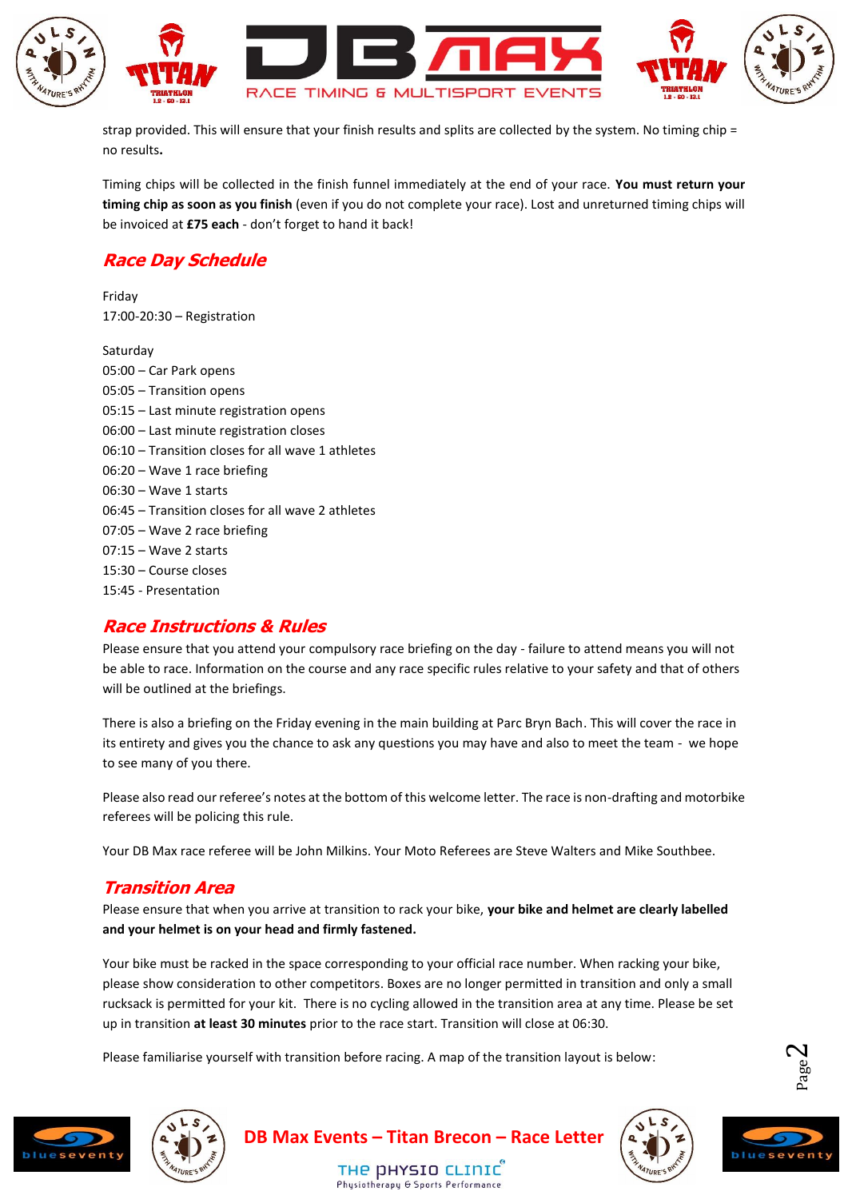strap provided. This will ensure that your finish results and splits are collected by the system. No timing chip = no results**.**

Timing chips will be collected in the finish funnel immediately at the end of your race. **You must return your timing chip as soon as you finish** (even if you do not complete your race). Lost and unreturned timing chips will be invoiced at **£75 each** - don't forget to hand it back!

## *Race Day Schedule*

Friday
17:00-20:30 – Registration

Saturday
05:00 – Car Park opens
05:05 – Transition opens
05:15 – Last minute registration opens
06:00 – Last minute registration closes
06:10 – Transition closes for all wave 1 athletes
06:20 – Wave 1 race briefing
06:30 – Wave 1 starts
06:45 – Transition closes for all wave 2 athletes
07:05 – Wave 2 race briefing
07:15 – Wave 2 starts
15:30 – Course closes
15:45 - Presentation

## *Race Instructions & Rules*

Please ensure that you attend your compulsory race briefing on the day - failure to attend means you will not be able to race. Information on the course and any race specific rules relative to your safety and that of others will be outlined at the briefings.

There is also a briefing on the Friday evening in the main building at Parc Bryn Bach. This will cover the race in its entirety and gives you the chance to ask any questions you may have and also to meet the team - we hope to see many of you there.

Please also read our referee's notes at the bottom of this welcome letter. The race is non-drafting and motorbike referees will be policing this rule.

Your DB Max race referee will be John Milkins. Your Moto Referees are Steve Walters and Mike Southbee.

## *Transition Area*

Please ensure that when you arrive at transition to rack your bike, **your bike and helmet are clearly labelled and your helmet is on your head and firmly fastened.**

Your bike must be racked in the space corresponding to your official race number. When racking your bike, please show consideration to other competitors. Boxes are no longer permitted in transition and only a small rucksack is permitted for your kit. There is no cycling allowed in the transition area at any time. Please be set up in transition **at least 30 minutes** prior to the race start. Transition will close at 06:30.

Please familiarise yourself with transition before racing. A map of the transition layout is below: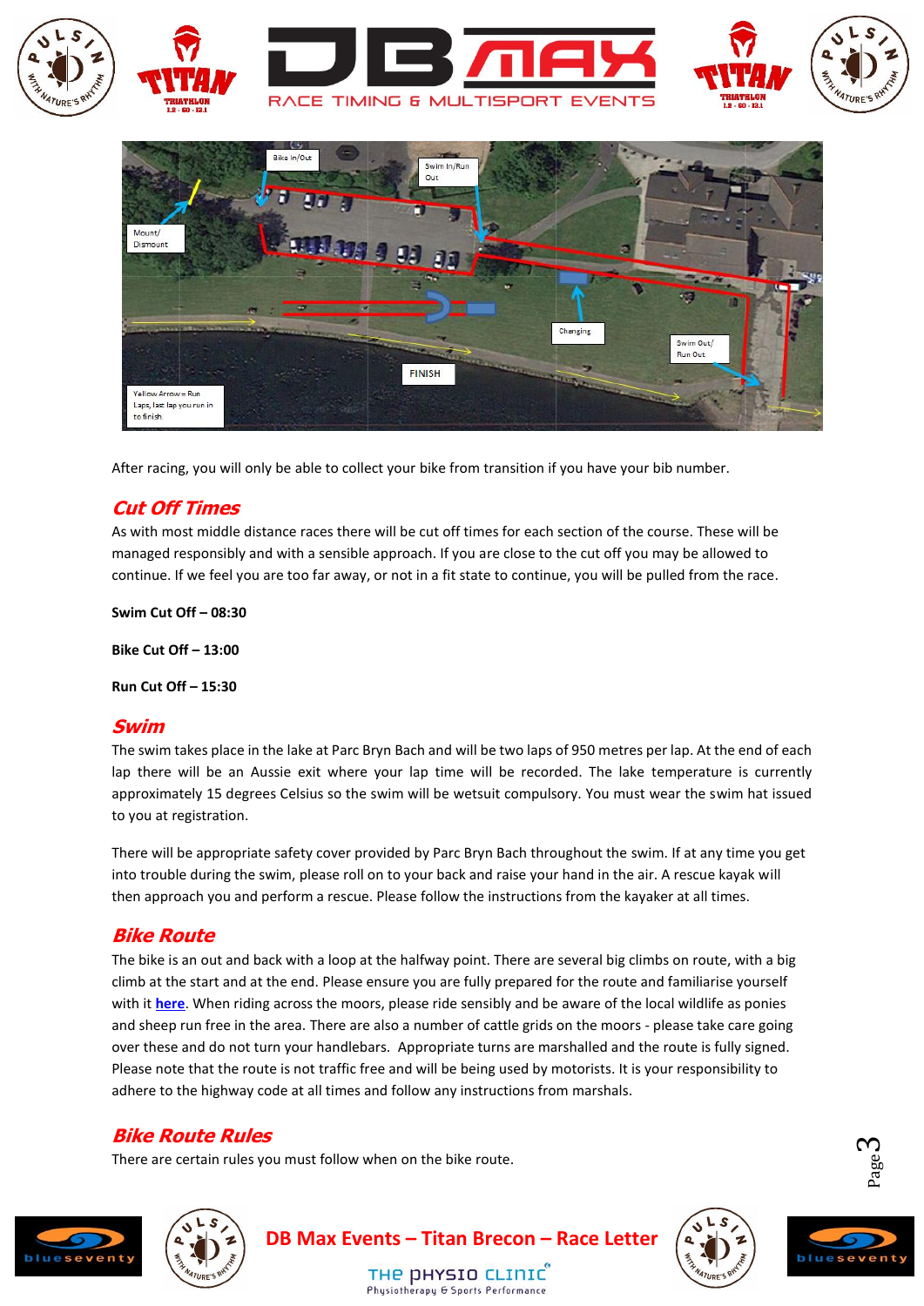After racing, you will only be able to collect your bike from transition if you have your bib number.

## Cut Off Times

As with most middle distance races there will be cut off times for each section of the course. These will be managed responsibly and with a sensible approach. If you are close to the cut off you may be allowed to continue. If we feel you are too far away, or not in a fit state to continue, you will be pulled from the race.

**Swim Cut Off – 08:30**

**Bike Cut Off – 13:00**

**Run Cut Off – 15:30**

## Swim

The swim takes place in the lake at Parc Bryn Bach and will be two laps of 950 metres per lap. At the end of each lap there will be an Aussie exit where your lap time will be recorded. The lake temperature is currently approximately 15 degrees Celsius so the swim will be wetsuit compulsory. You must wear the swim hat issued to you at registration.

There will be appropriate safety cover provided by Parc Bryn Bach throughout the swim. If at any time you get into trouble during the swim, please roll on to your back and raise your hand in the air. A rescue kayak will then approach you and perform a rescue. Please follow the instructions from the kayaker at all times.

## Bike Route

The bike is an out and back with a loop at the halfway point. There are several big climbs on route, with a big climb at the start and at the end. Please ensure you are fully prepared for the route and familiarise yourself with it **here**. When riding across the moors, please ride sensibly and be aware of the local wildlife as ponies and sheep run free in the area. There are also a number of cattle grids on the moors - please take care going over these and do not turn your handlebars. Appropriate turns are marshalled and the route is fully signed. Please note that the route is not traffic free and will be being used by motorists. It is your responsibility to adhere to the highway code at all times and follow any instructions from marshals.

## Bike Route Rules

There are certain rules you must follow when on the bike route.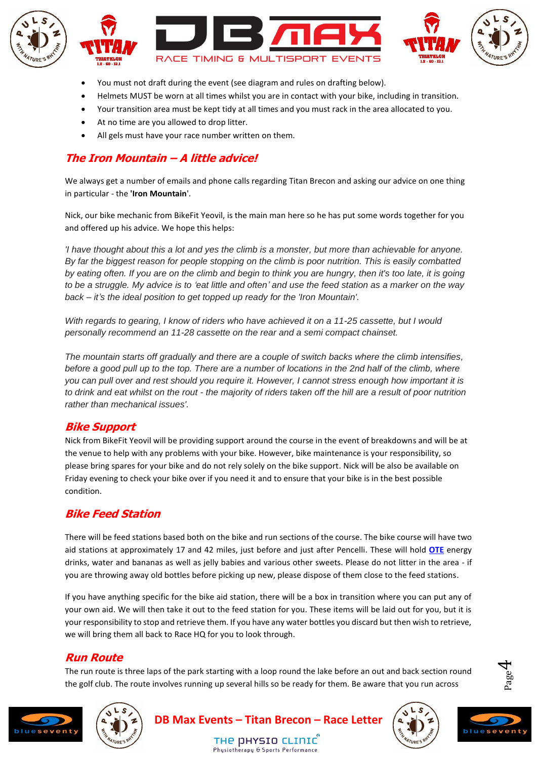- You must not draft during the event (see diagram and rules on drafting below).
- Helmets MUST be worn at all times whilst you are in contact with your bike, including in transition.
- Your transition area must be kept tidy at all times and you must rack in the area allocated to you.
- At no time are you allowed to drop litter.
- All gels must have your race number written on them.

## *The Iron Mountain – A little advice!*

We always get a number of emails and phone calls regarding Titan Brecon and asking our advice on one thing in particular - the **'Iron Mountain**'.

Nick, our bike mechanic from BikeFit Yeovil, is the main man here so he has put some words together for you and offered up his advice. We hope this helps:

*'I have thought about this a lot and yes the climb is a monster, but more than achievable for anyone. By far the biggest reason for people stopping on the climb is poor nutrition. This is easily combatted by eating often. If you are on the climb and begin to think you are hungry, then it's too late, it is going to be a struggle. My advice is to 'eat little and often' and use the feed station as a marker on the way back – it's the ideal position to get topped up ready for the 'Iron Mountain'.*

*With regards to gearing, I know of riders who have achieved it on a 11-25 cassette, but I would personally recommend an 11-28 cassette on the rear and a semi compact chainset.*

*The mountain starts off gradually and there are a couple of switch backs where the climb intensifies, before a good pull up to the top. There are a number of locations in the 2nd half of the climb, where you can pull over and rest should you require it. However, I cannot stress enough how important it is to drink and eat whilst on the rout - the majority of riders taken off the hill are a result of poor nutrition rather than mechanical issues'.*

## *Bike Support*

Nick from BikeFit Yeovil will be providing support around the course in the event of breakdowns and will be at the venue to help with any problems with your bike. However, bike maintenance is your responsibility, so please bring spares for your bike and do not rely solely on the bike support. Nick will be also be available on Friday evening to check your bike over if you need it and to ensure that your bike is in the best possible condition.

## *Bike Feed Station*

There will be feed stations based both on the bike and run sections of the course. The bike course will have two aid stations at approximately 17 and 42 miles, just before and just after Pencelli. These will hold **OTE** energy drinks, water and bananas as well as jelly babies and various other sweets. Please do not litter in the area - if you are throwing away old bottles before picking up new, please dispose of them close to the feed stations.

If you have anything specific for the bike aid station, there will be a box in transition where you can put any of your own aid. We will then take it out to the feed station for you. These items will be laid out for you, but it is your responsibility to stop and retrieve them. If you have any water bottles you discard but then wish to retrieve, we will bring them all back to Race HQ for you to look through.

## *Run Route*

The run route is three laps of the park starting with a loop round the lake before an out and back section round the golf club. The route involves running up several hills so be ready for them. Be aware that you run across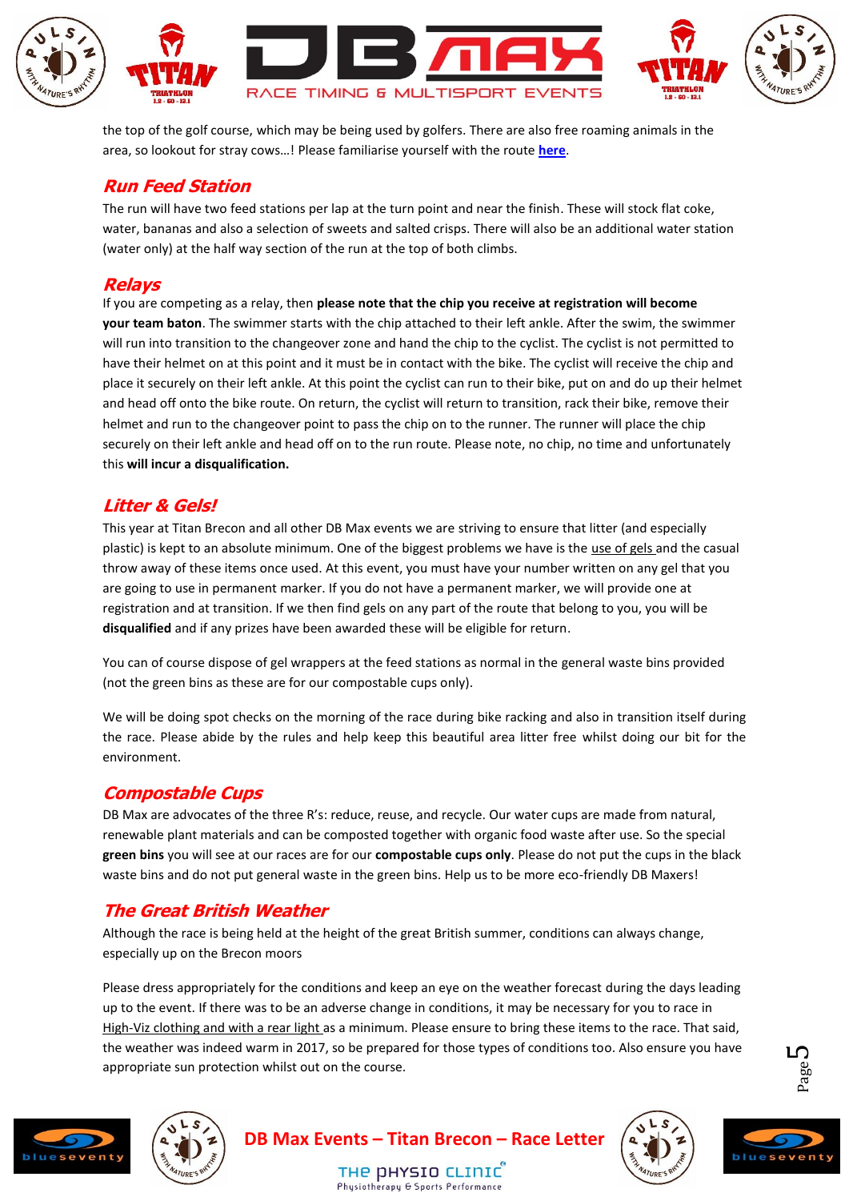the top of the golf course, which may be being used by golfers. There are also free roaming animals in the area, so lookout for stray cows…! Please familiarise yourself with the route **here**.

## Run Feed Station

The run will have two feed stations per lap at the turn point and near the finish. These will stock flat coke, water, bananas and also a selection of sweets and salted crisps. There will also be an additional water station (water only) at the half way section of the run at the top of both climbs.

## Relays

If you are competing as a relay, then **please note that the chip you receive at registration will become your team baton**. The swimmer starts with the chip attached to their left ankle. After the swim, the swimmer will run into transition to the changeover zone and hand the chip to the cyclist. The cyclist is not permitted to have their helmet on at this point and it must be in contact with the bike. The cyclist will receive the chip and place it securely on their left ankle. At this point the cyclist can run to their bike, put on and do up their helmet and head off onto the bike route. On return, the cyclist will return to transition, rack their bike, remove their helmet and run to the changeover point to pass the chip on to the runner. The runner will place the chip securely on their left ankle and head off on to the run route. Please note, no chip, no time and unfortunately this **will incur a disqualification.**

## Litter & Gels!

This year at Titan Brecon and all other DB Max events we are striving to ensure that litter (and especially plastic) is kept to an absolute minimum. One of the biggest problems we have is the use of gels and the casual throw away of these items once used. At this event, you must have your number written on any gel that you are going to use in permanent marker. If you do not have a permanent marker, we will provide one at registration and at transition. If we then find gels on any part of the route that belong to you, you will be **disqualified** and if any prizes have been awarded these will be eligible for return.

You can of course dispose of gel wrappers at the feed stations as normal in the general waste bins provided (not the green bins as these are for our compostable cups only).

We will be doing spot checks on the morning of the race during bike racking and also in transition itself during the race. Please abide by the rules and help keep this beautiful area litter free whilst doing our bit for the environment.

## Compostable Cups

DB Max are advocates of the three R's: reduce, reuse, and recycle. Our water cups are made from natural, renewable plant materials and can be composted together with organic food waste after use. So the special **green bins** you will see at our races are for our **compostable cups only**. Please do not put the cups in the black waste bins and do not put general waste in the green bins. Help us to be more eco-friendly DB Maxers!

## The Great British Weather

Although the race is being held at the height of the great British summer, conditions can always change, especially up on the Brecon moors

Please dress appropriately for the conditions and keep an eye on the weather forecast during the days leading up to the event. If there was to be an adverse change in conditions, it may be necessary for you to race in High-Viz clothing and with a rear light as a minimum. Please ensure to bring these items to the race. That said, the weather was indeed warm in 2017, so be prepared for those types of conditions too. Also ensure you have appropriate sun protection whilst out on the course.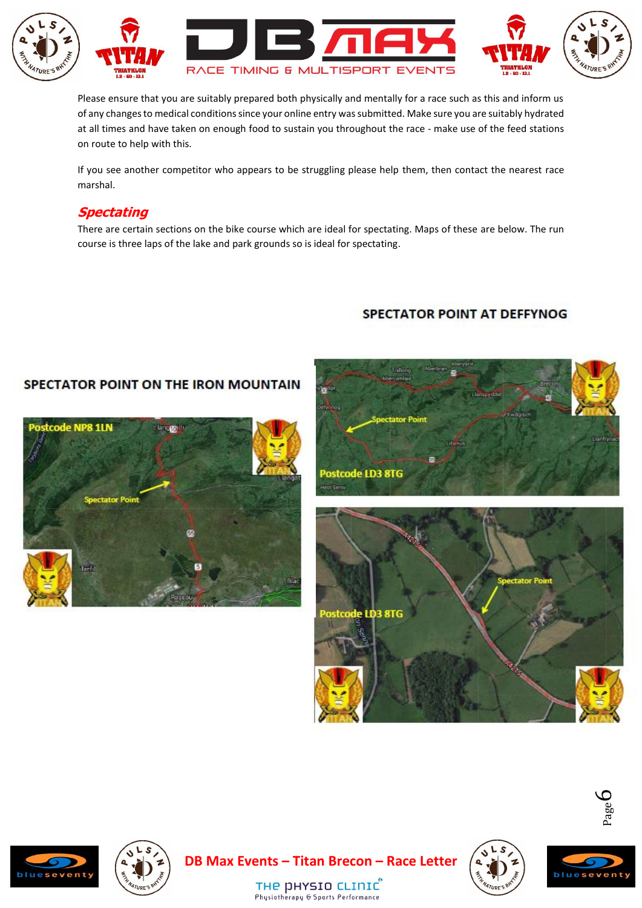Please ensure that you are suitably prepared both physically and mentally for a race such as this and inform us of any changes to medical conditions since your online entry was submitted. Make sure you are suitably hydrated at all times and have taken on enough food to sustain you throughout the race - make use of the feed stations on route to help with this.

If you see another competitor who appears to be struggling please help them, then contact the nearest race marshal.

## *Spectating*

There are certain sections on the bike course which are ideal for spectating. Maps of these are below. The run course is three laps of the lake and park grounds so is ideal for spectating.

**SPECTATOR POINT AT DEFFYNOG**

**SPECTATOR POINT ON THE IRON MOUNTAIN**

Postcode NP8 1LN

Spectator Point

Postcode LD3 8TG

Spectator Point

Postcode LD3 8TG

Spectator Point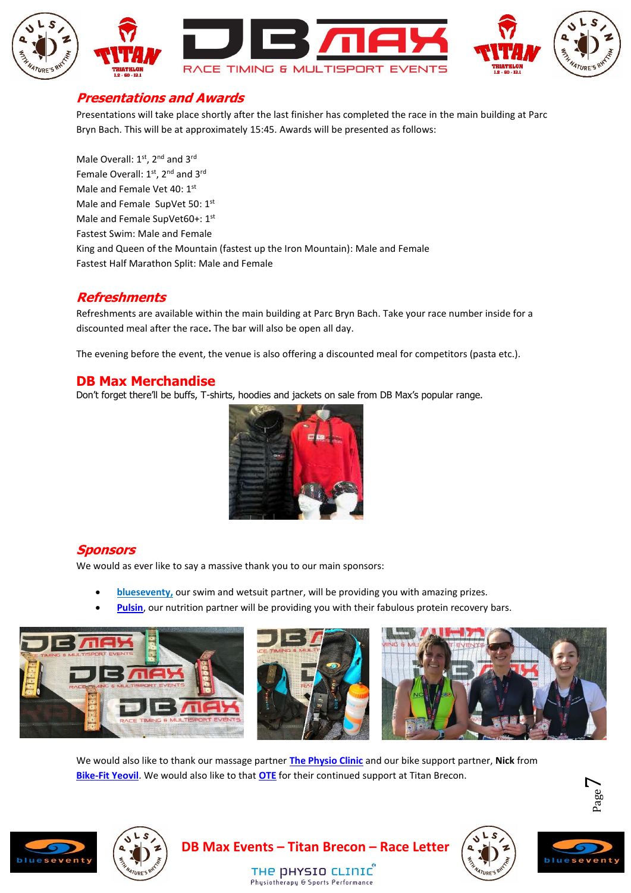## Presentations and Awards

Presentations will take place shortly after the last finisher has completed the race in the main building at Parc Bryn Bach. This will be at approximately 15:45. Awards will be presented as follows:

Male Overall: 1st, 2nd and 3rd
Female Overall: 1st, 2nd and 3rd
Male and Female Vet 40: 1st
Male and Female SupVet 50: 1st
Male and Female SupVet60+: 1st
Fastest Swim: Male and Female
King and Queen of the Mountain (fastest up the Iron Mountain): Male and Female
Fastest Half Marathon Split: Male and Female

## Refreshments

Refreshments are available within the main building at Parc Bryn Bach. Take your race number inside for a discounted meal after the race. The bar will also be open all day.

The evening before the event, the venue is also offering a discounted meal for competitors (pasta etc.).

## DB Max Merchandise

Don't forget there'll be buffs, T-shirts, hoodies and jackets on sale from DB Max's popular range.

## Sponsors

We would as ever like to say a massive thank you to our main sponsors:

- **blueseventy,** our swim and wetsuit partner, will be providing you with amazing prizes.
- **Pulsin**, our nutrition partner will be providing you with their fabulous protein recovery bars.

We would also like to thank our massage partner **The Physio Clinic** and our bike support partner, **Nick** from **Bike-Fit Yeovil**. We would also like to that **OTE** for their continued support at Titan Brecon.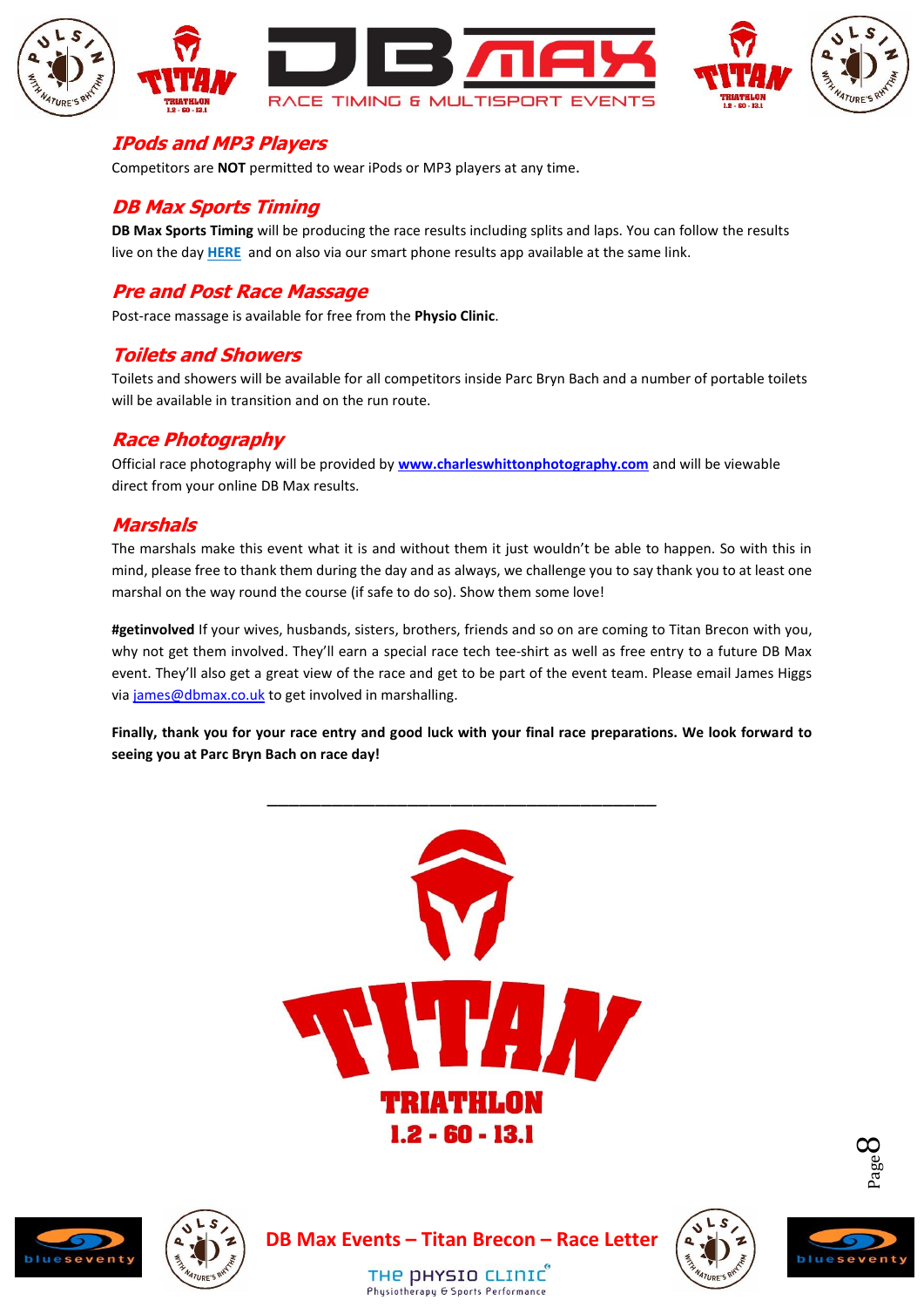## IPods and MP3 Players

Competitors are **NOT** permitted to wear iPods or MP3 players at any time.

## DB Max Sports Timing

**DB Max Sports Timing** will be producing the race results including splits and laps. You can follow the results live on the day **HERE** and on also via our smart phone results app available at the same link.

## Pre and Post Race Massage

Post-race massage is available for free from the **Physio Clinic**.

## Toilets and Showers

Toilets and showers will be available for all competitors inside Parc Bryn Bach and a number of portable toilets will be available in transition and on the run route.

## Race Photography

Official race photography will be provided by **www.charleswhittonphotography.com** and will be viewable direct from your online DB Max results.

## Marshals

The marshals make this event what it is and without them it just wouldn't be able to happen. So with this in mind, please free to thank them during the day and as always, we challenge you to say thank you to at least one marshal on the way round the course (if safe to do so). Show them some love!

**#getinvolved** If your wives, husbands, sisters, brothers, friends and so on are coming to Titan Brecon with you, why not get them involved. They'll earn a special race tech tee-shirt as well as free entry to a future DB Max event. They'll also get a great view of the race and get to be part of the event team. Please email James Higgs via james@dbmax.co.uk to get involved in marshalling.

**Finally, thank you for your race entry and good luck with your final race preparations. We look forward to seeing you at Parc Bryn Bach on race day!**

---

TITAN

TRIATHLON

1.2 - 60 - 13.1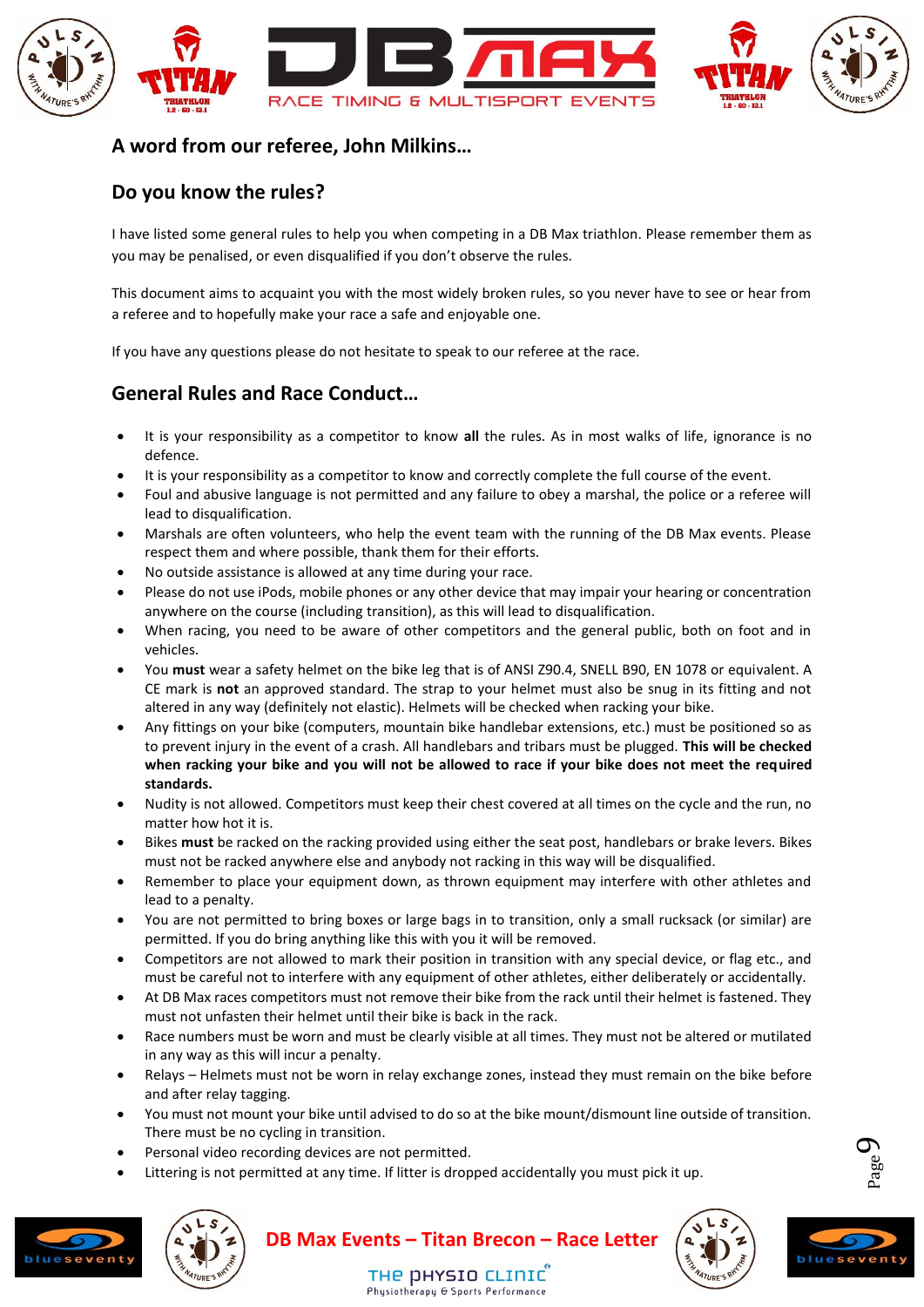## A word from our referee, John Milkins…

## Do you know the rules?

I have listed some general rules to help you when competing in a DB Max triathlon. Please remember them as you may be penalised, or even disqualified if you don't observe the rules.

This document aims to acquaint you with the most widely broken rules, so you never have to see or hear from a referee and to hopefully make your race a safe and enjoyable one.

If you have any questions please do not hesitate to speak to our referee at the race.

## General Rules and Race Conduct…

- It is your responsibility as a competitor to know **all** the rules. As in most walks of life, ignorance is no defence.
- It is your responsibility as a competitor to know and correctly complete the full course of the event.
- Foul and abusive language is not permitted and any failure to obey a marshal, the police or a referee will lead to disqualification.
- Marshals are often volunteers, who help the event team with the running of the DB Max events. Please respect them and where possible, thank them for their efforts.
- No outside assistance is allowed at any time during your race.
- Please do not use iPods, mobile phones or any other device that may impair your hearing or concentration anywhere on the course (including transition), as this will lead to disqualification.
- When racing, you need to be aware of other competitors and the general public, both on foot and in vehicles.
- You **must** wear a safety helmet on the bike leg that is of ANSI Z90.4, SNELL B90, EN 1078 or equivalent. A CE mark is **not** an approved standard. The strap to your helmet must also be snug in its fitting and not altered in any way (definitely not elastic). Helmets will be checked when racking your bike.
- Any fittings on your bike (computers, mountain bike handlebar extensions, etc.) must be positioned so as to prevent injury in the event of a crash. All handlebars and tribars must be plugged. **This will be checked when racking your bike and you will not be allowed to race if your bike does not meet the required standards.**
- Nudity is not allowed. Competitors must keep their chest covered at all times on the cycle and the run, no matter how hot it is.
- Bikes **must** be racked on the racking provided using either the seat post, handlebars or brake levers. Bikes must not be racked anywhere else and anybody not racking in this way will be disqualified.
- Remember to place your equipment down, as thrown equipment may interfere with other athletes and lead to a penalty.
- You are not permitted to bring boxes or large bags in to transition, only a small rucksack (or similar) are permitted. If you do bring anything like this with you it will be removed.
- Competitors are not allowed to mark their position in transition with any special device, or flag etc., and must be careful not to interfere with any equipment of other athletes, either deliberately or accidentally.
- At DB Max races competitors must not remove their bike from the rack until their helmet is fastened. They must not unfasten their helmet until their bike is back in the rack.
- Race numbers must be worn and must be clearly visible at all times. They must not be altered or mutilated in any way as this will incur a penalty.
- Relays – Helmets must not be worn in relay exchange zones, instead they must remain on the bike before and after relay tagging.
- You must not mount your bike until advised to do so at the bike mount/dismount line outside of transition. There must be no cycling in transition.
- Personal video recording devices are not permitted.
- Littering is not permitted at any time. If litter is dropped accidentally you must pick it up.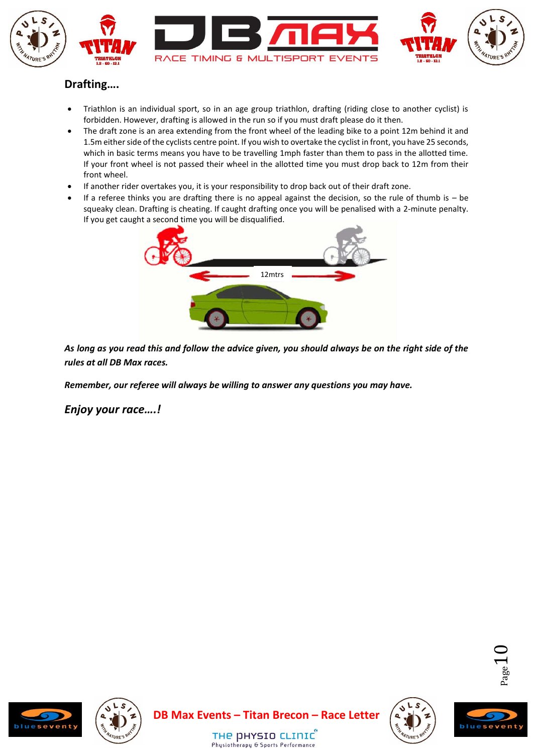## Drafting….

- Triathlon is an individual sport, so in an age group triathlon, drafting (riding close to another cyclist) is forbidden. However, drafting is allowed in the run so if you must draft please do it then.
- The draft zone is an area extending from the front wheel of the leading bike to a point 12m behind it and 1.5m either side of the cyclists centre point. If you wish to overtake the cyclist in front, you have 25 seconds, which in basic terms means you have to be travelling 1mph faster than them to pass in the allotted time. If your front wheel is not passed their wheel in the allotted time you must drop back to 12m from their front wheel.
- If another rider overtakes you, it is your responsibility to drop back out of their draft zone.
- If a referee thinks you are drafting there is no appeal against the decision, so the rule of thumb is – be squeaky clean. Drafting is cheating. If caught drafting once you will be penalised with a 2-minute penalty. If you get caught a second time you will be disqualified.

12mtrs

***As long as you read this and follow the advice given, you should always be on the right side of the rules at all DB Max races.***

***Remember, our referee will always be willing to answer any questions you may have.***

***Enjoy your race….!***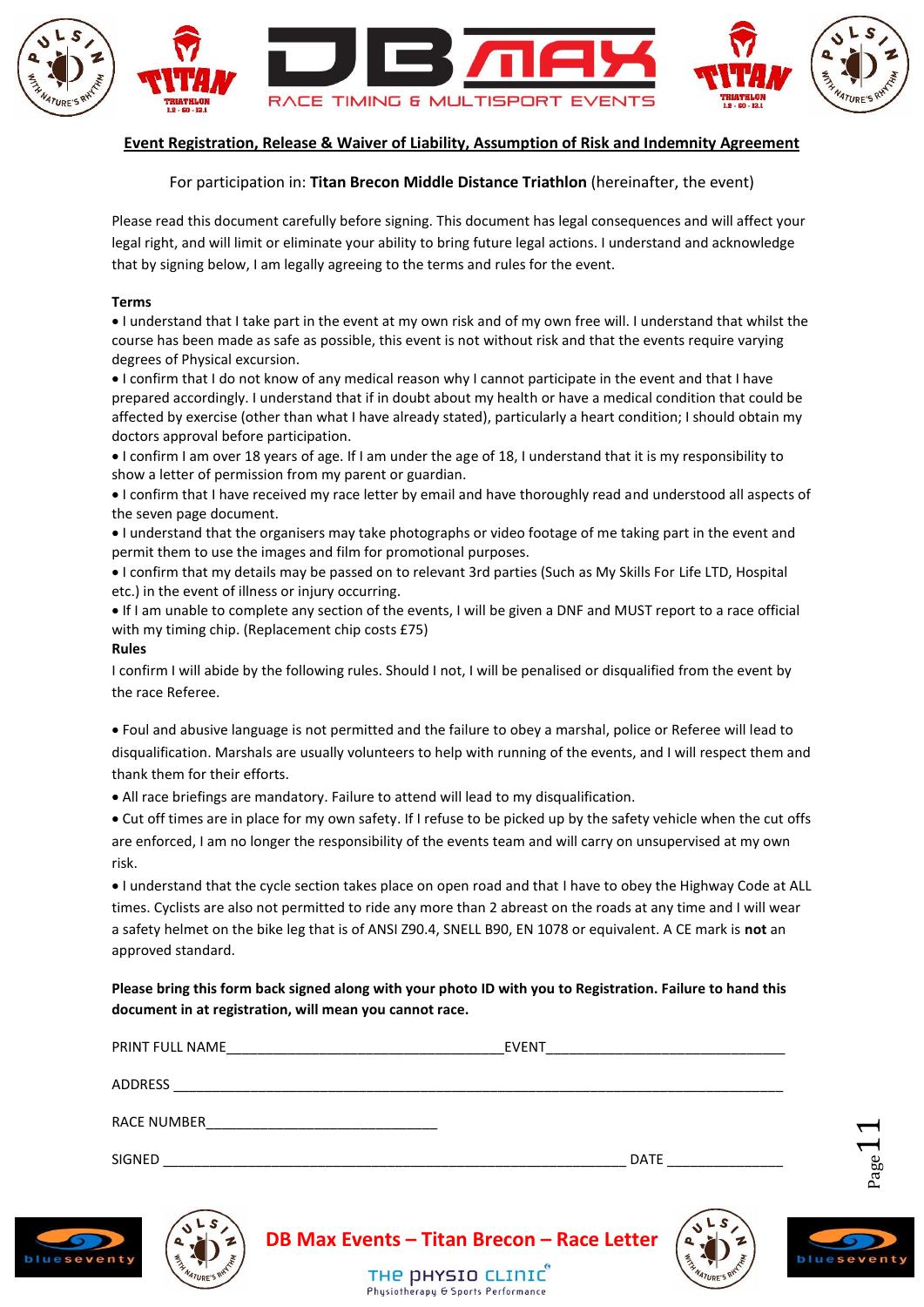## Event Registration, Release & Waiver of Liability, Assumption of Risk and Indemnity Agreement

For participation in: **Titan Brecon Middle Distance Triathlon** (hereinafter, the event)

Please read this document carefully before signing. This document has legal consequences and will affect your legal right, and will limit or eliminate your ability to bring future legal actions. I understand and acknowledge that by signing below, I am legally agreeing to the terms and rules for the event.

**Terms**

- I understand that I take part in the event at my own risk and of my own free will. I understand that whilst the course has been made as safe as possible, this event is not without risk and that the events require varying degrees of Physical excursion.
- I confirm that I do not know of any medical reason why I cannot participate in the event and that I have prepared accordingly. I understand that if in doubt about my health or have a medical condition that could be affected by exercise (other than what I have already stated), particularly a heart condition; I should obtain my doctors approval before participation.
- I confirm I am over 18 years of age. If I am under the age of 18, I understand that it is my responsibility to show a letter of permission from my parent or guardian.
- I confirm that I have received my race letter by email and have thoroughly read and understood all aspects of the seven page document.
- I understand that the organisers may take photographs or video footage of me taking part in the event and permit them to use the images and film for promotional purposes.
- I confirm that my details may be passed on to relevant 3rd parties (Such as My Skills For Life LTD, Hospital etc.) in the event of illness or injury occurring.
- If I am unable to complete any section of the events, I will be given a DNF and MUST report to a race official with my timing chip. (Replacement chip costs £75)

**Rules**

I confirm I will abide by the following rules. Should I not, I will be penalised or disqualified from the event by the race Referee.

- Foul and abusive language is not permitted and the failure to obey a marshal, police or Referee will lead to disqualification. Marshals are usually volunteers to help with running of the events, and I will respect them and thank them for their efforts.
- All race briefings are mandatory. Failure to attend will lead to my disqualification.
- Cut off times are in place for my own safety. If I refuse to be picked up by the safety vehicle when the cut offs are enforced, I am no longer the responsibility of the events team and will carry on unsupervised at my own risk.
- I understand that the cycle section takes place on open road and that I have to obey the Highway Code at ALL times. Cyclists are also not permitted to ride any more than 2 abreast on the roads at any time and I will wear a safety helmet on the bike leg that is of ANSI Z90.4, SNELL B90, EN 1078 or equivalent. A CE mark is **not** an approved standard.

**Please bring this form back signed along with your photo ID with you to Registration. Failure to hand this document in at registration, will mean you cannot race.**

PRINT FULL NAME____________________________________EVENT_______________________________

ADDRESS ______________________________________________________________________________

RACE NUMBER______________________________

SIGNED _____________________________________________________________ DATE _______________

**DB Max Events – Titan Brecon – Race Letter**